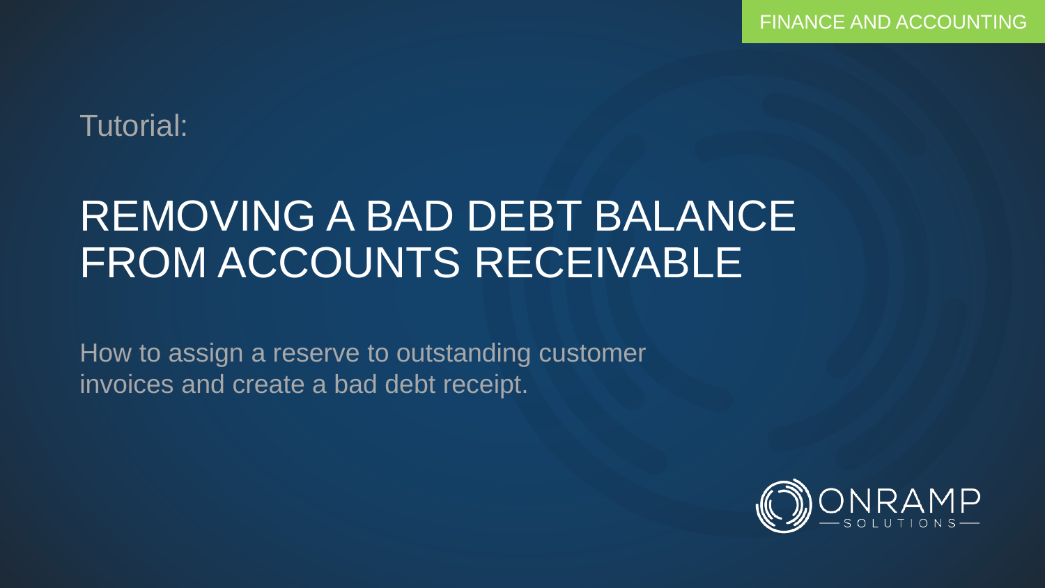FINANCE AND ACCOUNTING

Tutorial:

# REMOVING A BAD DEBT BALANCE FROM ACCOUNTS RECEIVABLE

How to assign a reserve to outstanding customer invoices and create a bad debt receipt.

ONRAMP SOLUTIONS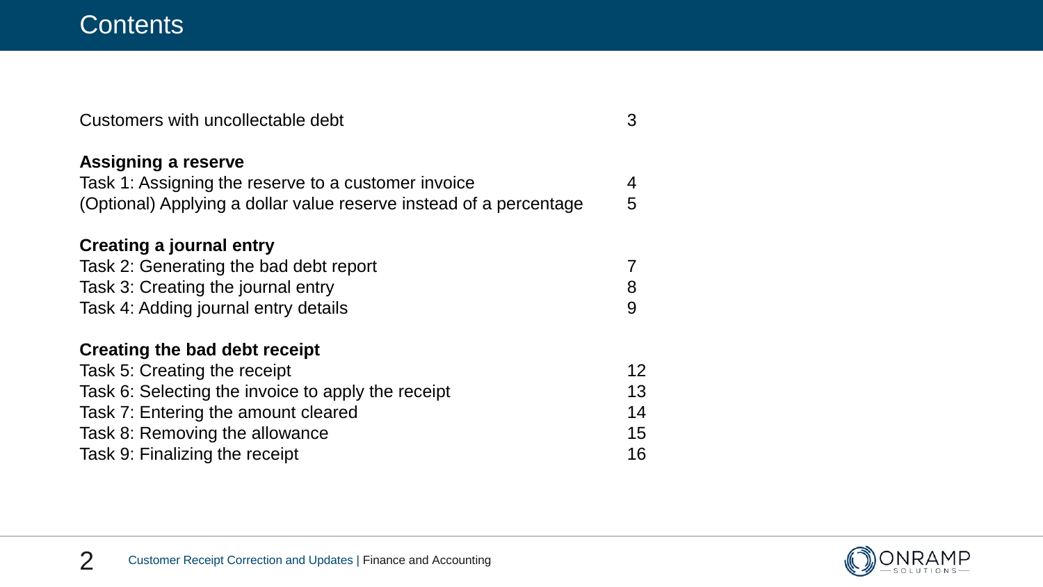# Contents

| | |
|---|---|
| Customers with uncollectable debt | 3 |
| **Assigning a reserve** | |
| Task 1: Assigning the reserve to a customer invoice | 4 |
| (Optional) Applying a dollar value reserve instead of a percentage | 5 |
| **Creating a journal entry** | |
| Task 2: Generating the bad debt report | 7 |
| Task 3: Creating the journal entry | 8 |
| Task 4: Adding journal entry details | 9 |
| **Creating the bad debt receipt** | |
| Task 5: Creating the receipt | 12 |
| Task 6: Selecting the invoice to apply the receipt | 13 |
| Task 7: Entering the amount cleared | 14 |
| Task 8: Removing the allowance | 15 |
| Task 9: Finalizing the receipt | 16 |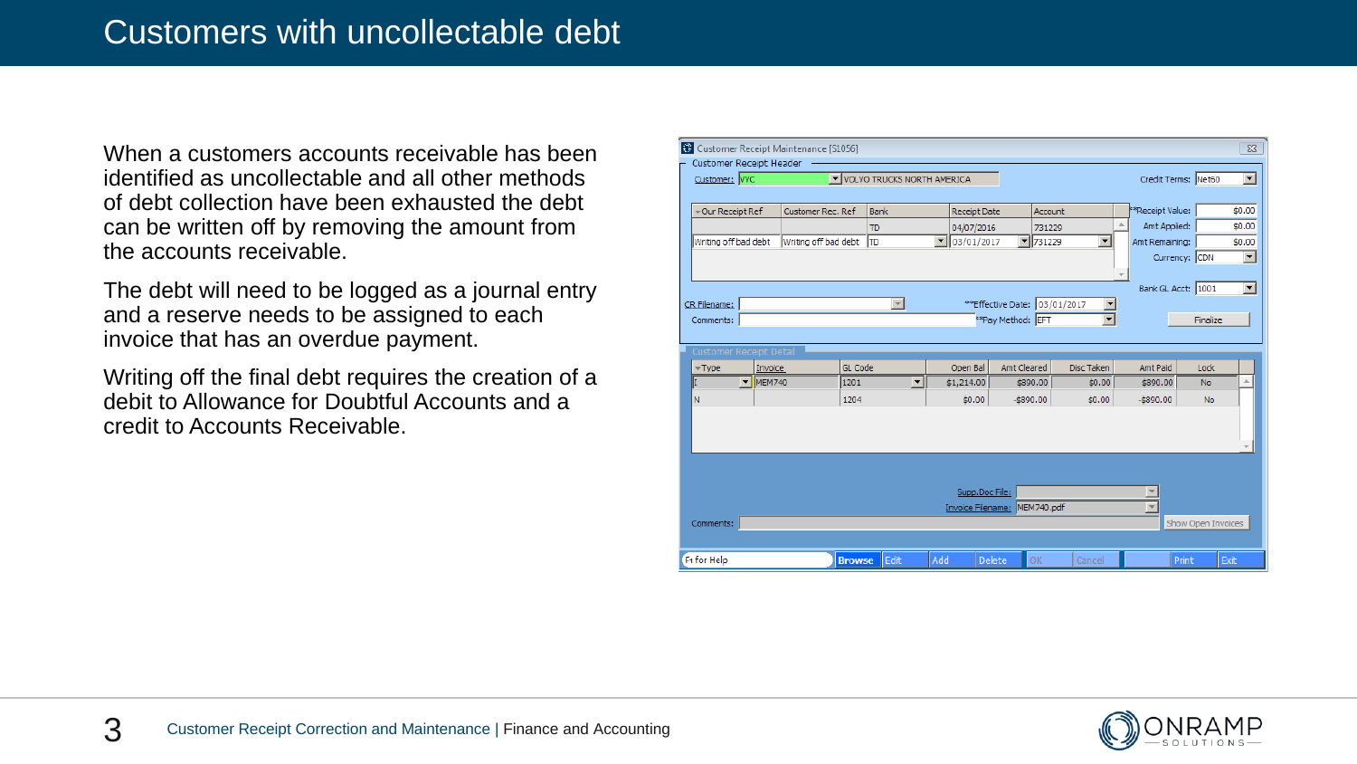# Customers with uncollectable debt

When a customers accounts receivable has been identified as uncollectable and all other methods of debt collection have been exhausted the debt can be written off by removing the amount from the accounts receivable.

The debt will need to be logged as a journal entry and a reserve needs to be assigned to each invoice that has an overdue payment.

Writing off the final debt requires the creation of a debit to Allowance for Doubtful Accounts and a credit to Accounts Receivable.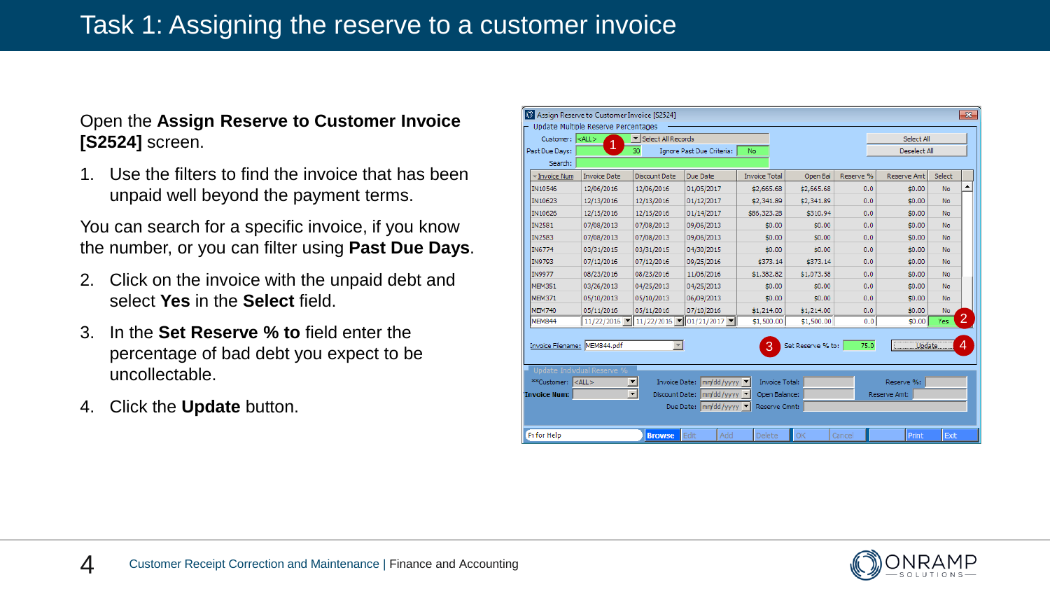# Task 1: Assigning the reserve to a customer invoice

Open the **Assign Reserve to Customer Invoice [S2524]** screen.

1. Use the filters to find the invoice that has been unpaid well beyond the payment terms.

You can search for a specific invoice, if you know the number, or you can filter using **Past Due Days**.

2. Click on the invoice with the unpaid debt and select **Yes** in the **Select** field.
3. In the **Set Reserve % to** field enter the percentage of bad debt you expect to be uncollectable.
4. Click the **Update** button.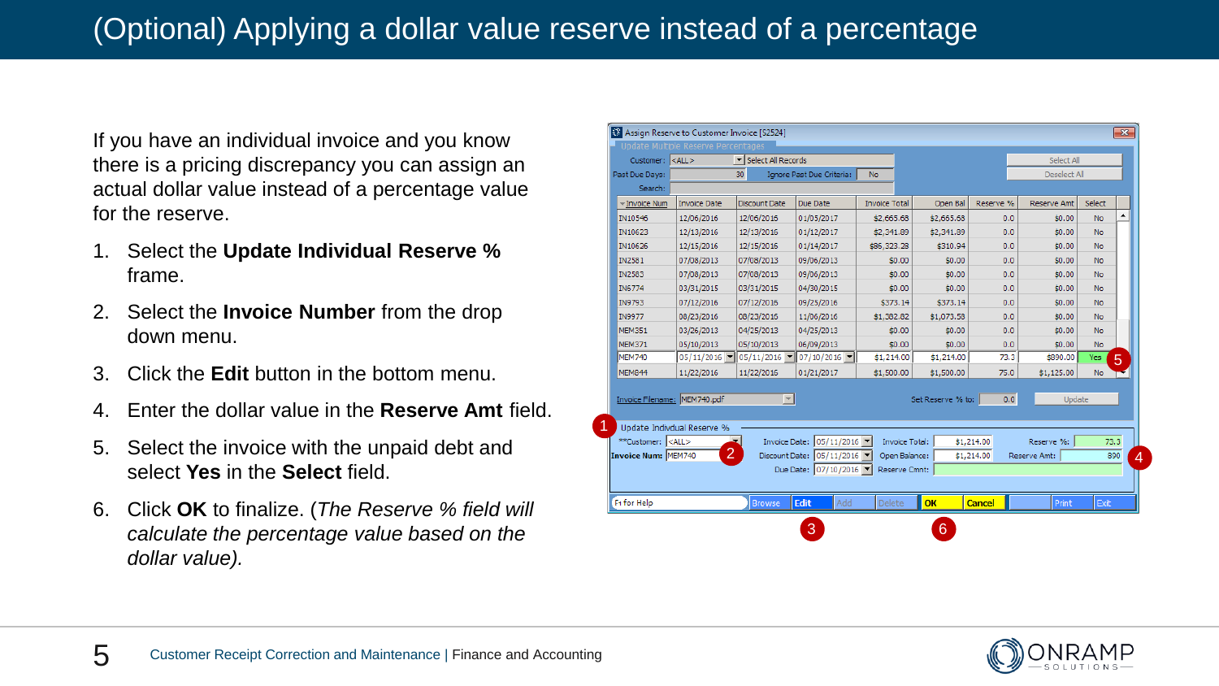# (Optional) Applying a dollar value reserve instead of a percentage

If you have an individual invoice and you know there is a pricing discrepancy you can assign an actual dollar value instead of a percentage value for the reserve.

1. Select the **Update Individual Reserve %** frame.
2. Select the **Invoice Number** from the drop down menu.
3. Click the **Edit** button in the bottom menu.
4. Enter the dollar value in the **Reserve Amt** field.
5. Select the invoice with the unpaid debt and select **Yes** in the **Select** field.
6. Click **OK** to finalize. (*The Reserve % field will calculate the percentage value based on the dollar value).*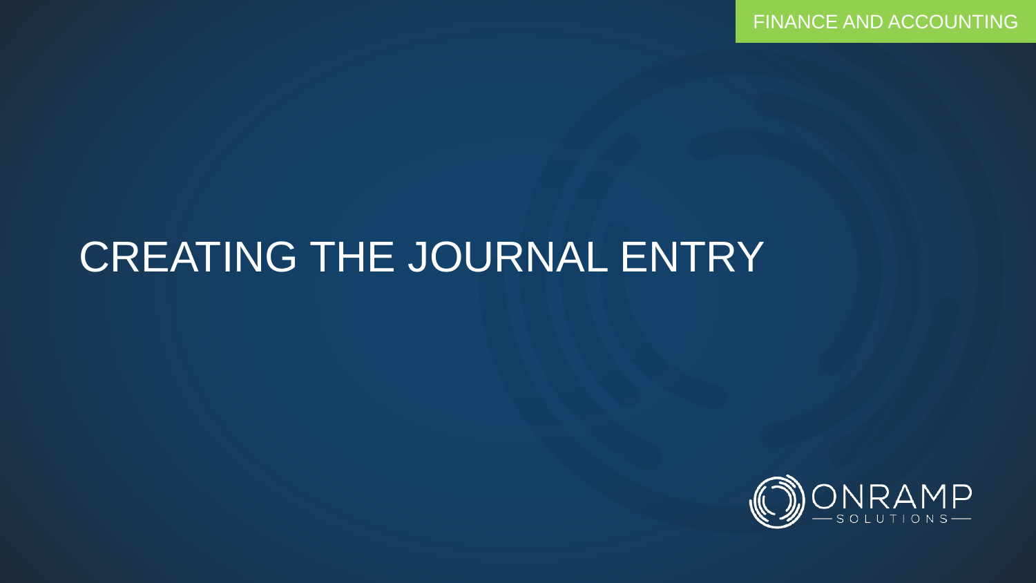FINANCE AND ACCOUNTING

# CREATING THE JOURNAL ENTRY

ONRAMP SOLUTIONS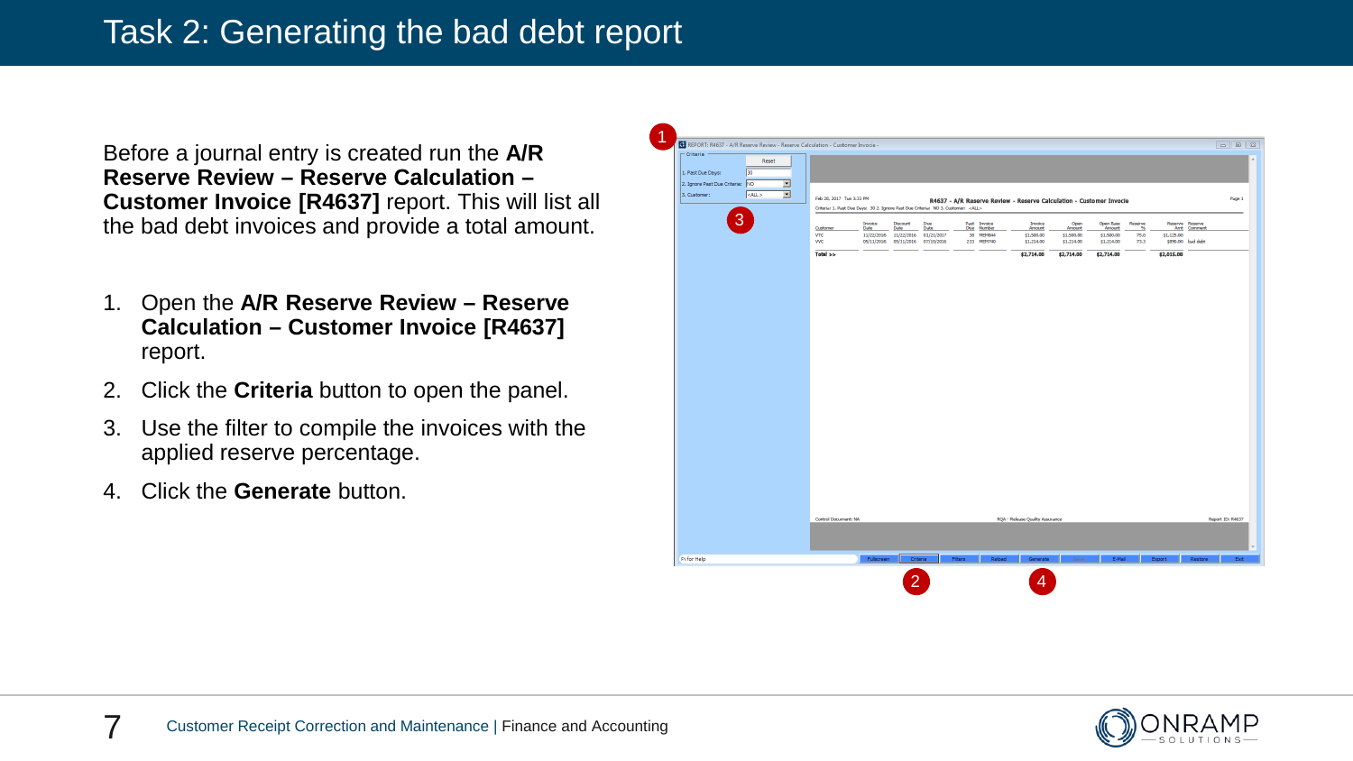# Task 2: Generating the bad debt report

Before a journal entry is created run the **A/R Reserve Review – Reserve Calculation – Customer Invoice [R4637]** report. This will list all the bad debt invoices and provide a total amount.

1. Open the **A/R Reserve Review – Reserve Calculation – Customer Invoice [R4637]** report.
2. Click the **Criteria** button to open the panel.
3. Use the filter to compile the invoices with the applied reserve percentage.
4. Click the **Generate** button.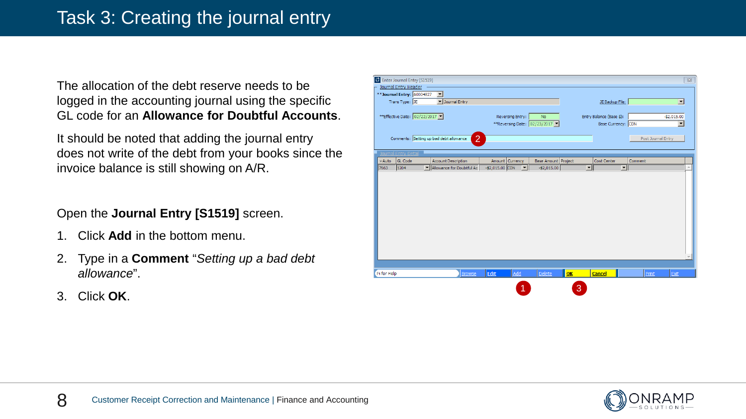# Task 3: Creating the journal entry

The allocation of the debt reserve needs to be logged in the accounting journal using the specific GL code for an **Allowance for Doubtful Accounts**.

It should be noted that adding the journal entry does not write of the debt from your books since the invoice balance is still showing on A/R.

Open the **Journal Entry [S1519]** screen.

1. Click **Add** in the bottom menu.
2. Type in a **Comment** "*Setting up a bad debt allowance*".
3. Click **OK**.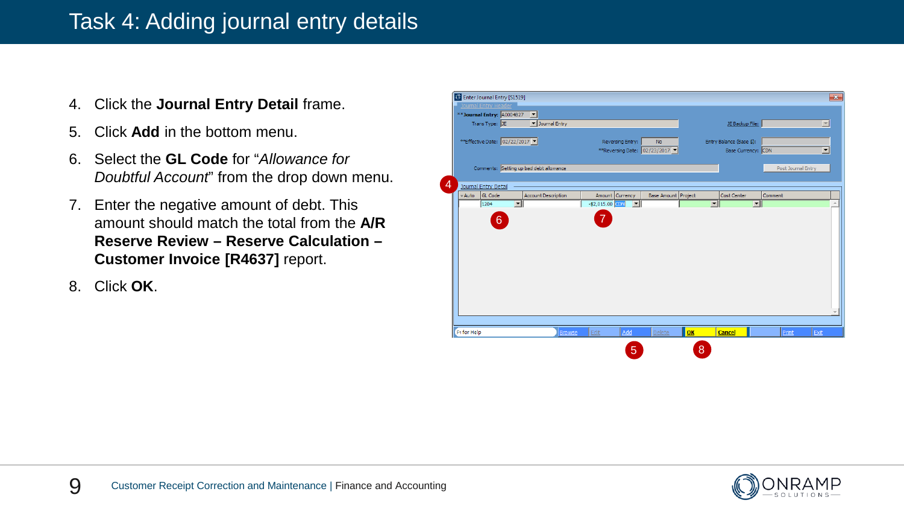# Task 4: Adding journal entry details

4. Click the **Journal Entry Detail** frame.
5. Click **Add** in the bottom menu.
6. Select the **GL Code** for "*Allowance for Doubtful Account*" from the drop down menu.
7. Enter the negative amount of debt. This amount should match the total from the **A/R Reserve Review – Reserve Calculation – Customer Invoice [R4637]** report.
8. Click **OK**.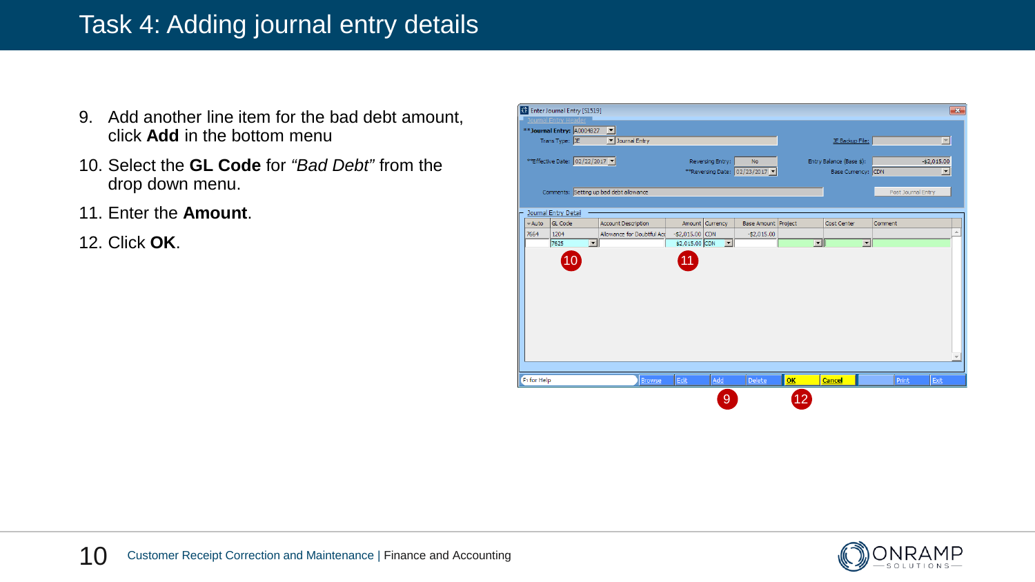# Task 4: Adding journal entry details

9. Add another line item for the bad debt amount, click **Add** in the bottom menu
10. Select the **GL Code** for *"Bad Debt"* from the drop down menu.
11. Enter the **Amount**.
12. Click **OK**.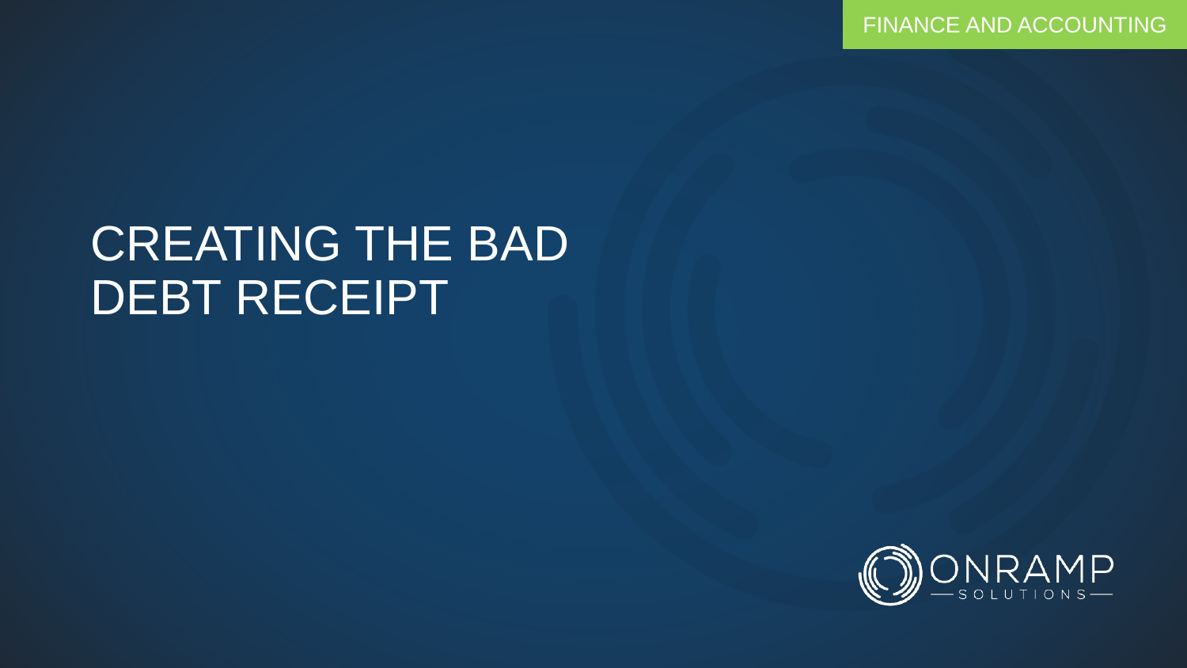FINANCE AND ACCOUNTING

# CREATING THE BAD DEBT RECEIPT

ONRAMP SOLUTIONS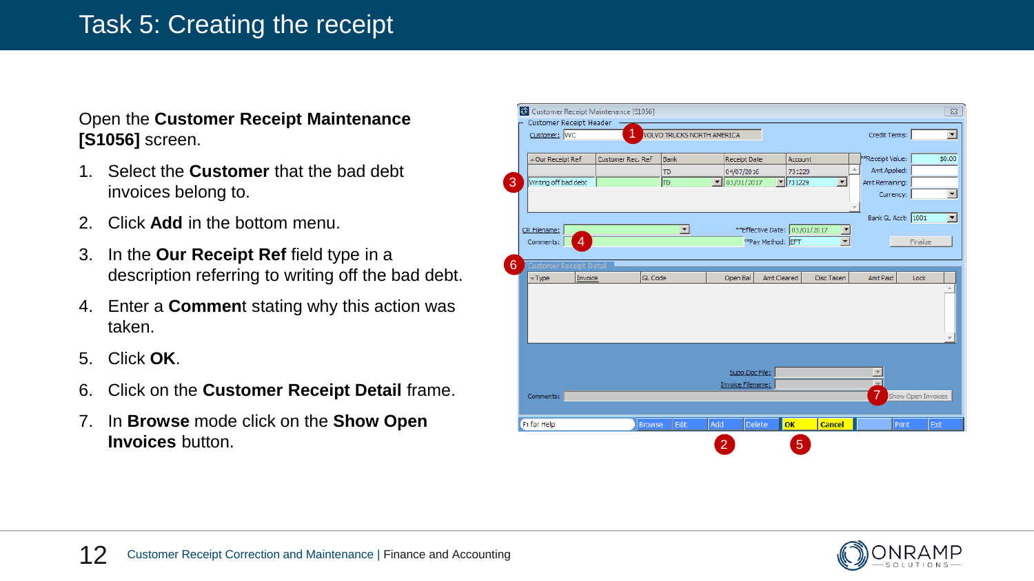# Task 5: Creating the receipt

Open the **Customer Receipt Maintenance [S1056]** screen.

1. Select the **Customer** that the bad debt invoices belong to.
2. Click **Add** in the bottom menu.
3. In the **Our Receipt Ref** field type in a description referring to writing off the bad debt.
4. Enter a **Comment** stating why this action was taken.
5. Click **OK**.
6. Click on the **Customer Receipt Detail** frame.
7. In **Browse** mode click on the **Show Open Invoices** button.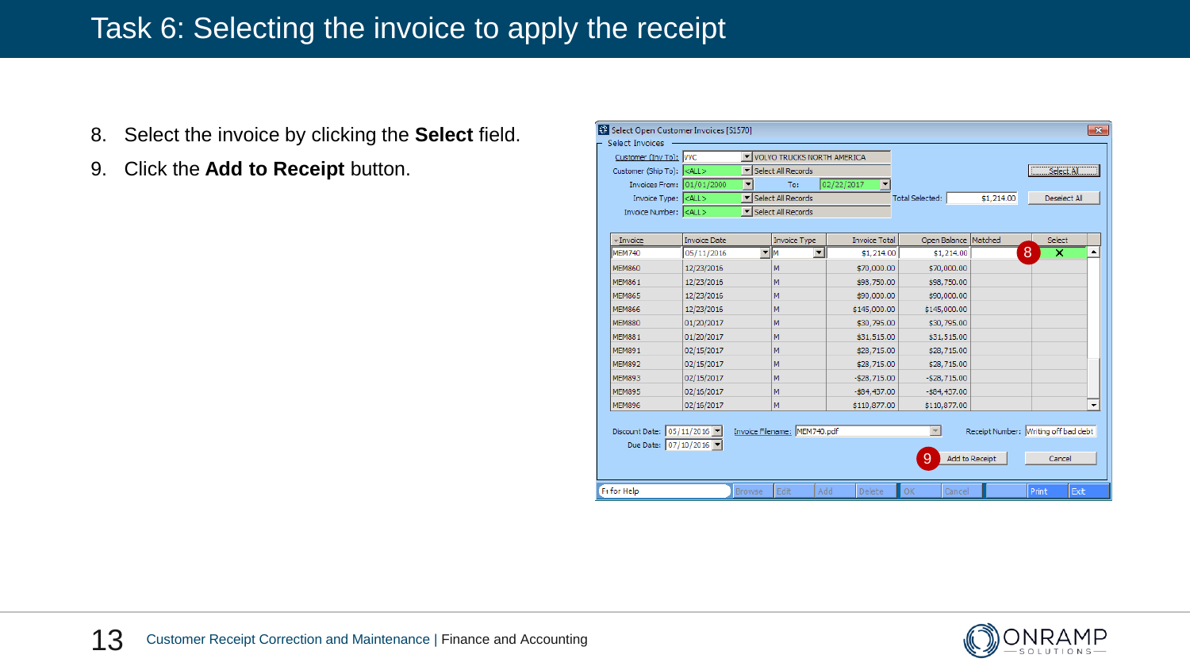# Task 6: Selecting the invoice to apply the receipt

8. Select the invoice by clicking the **Select** field.
9. Click the **Add to Receipt** button.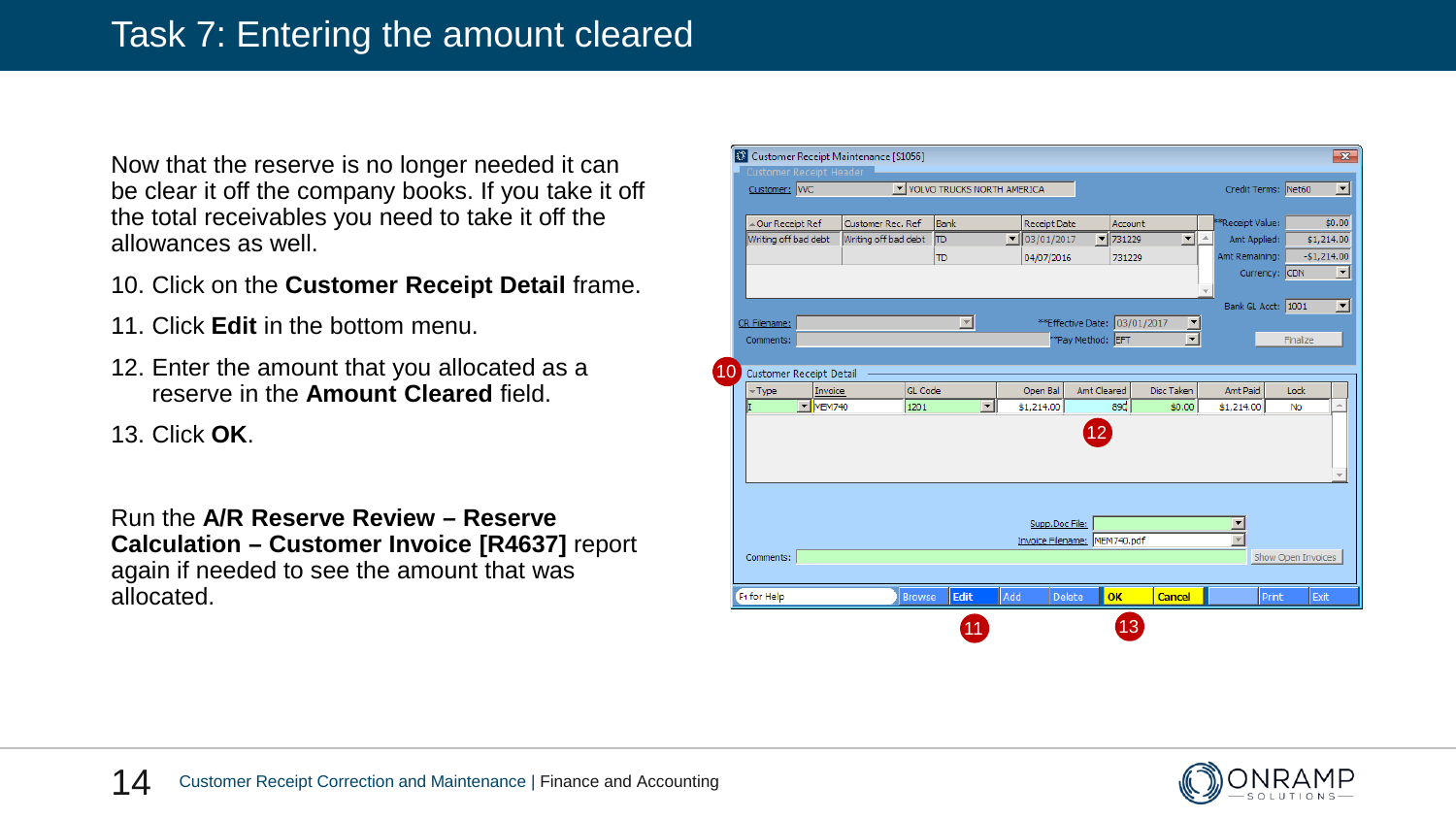# Task 7: Entering the amount cleared

Now that the reserve is no longer needed it can be clear it off the company books. If you take it off the total receivables you need to take it off the allowances as well.

10. Click on the **Customer Receipt Detail** frame.
11. Click **Edit** in the bottom menu.
12. Enter the amount that you allocated as a reserve in the **Amount Cleared** field.
13. Click **OK**.

Run the **A/R Reserve Review – Reserve Calculation – Customer Invoice [R4637]** report again if needed to see the amount that was allocated.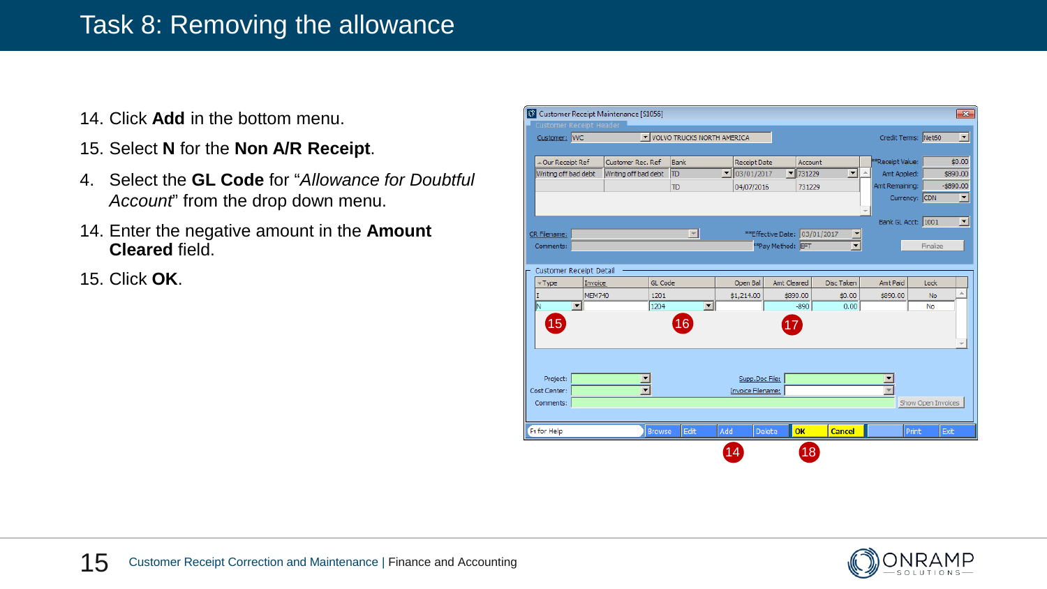# Task 8: Removing the allowance

14. Click **Add** in the bottom menu.
15. Select **N** for the **Non A/R Receipt**.
4. Select the **GL Code** for "*Allowance for Doubtful Account*" from the drop down menu.
14. Enter the negative amount in the **Amount Cleared** field.
15. Click **OK**.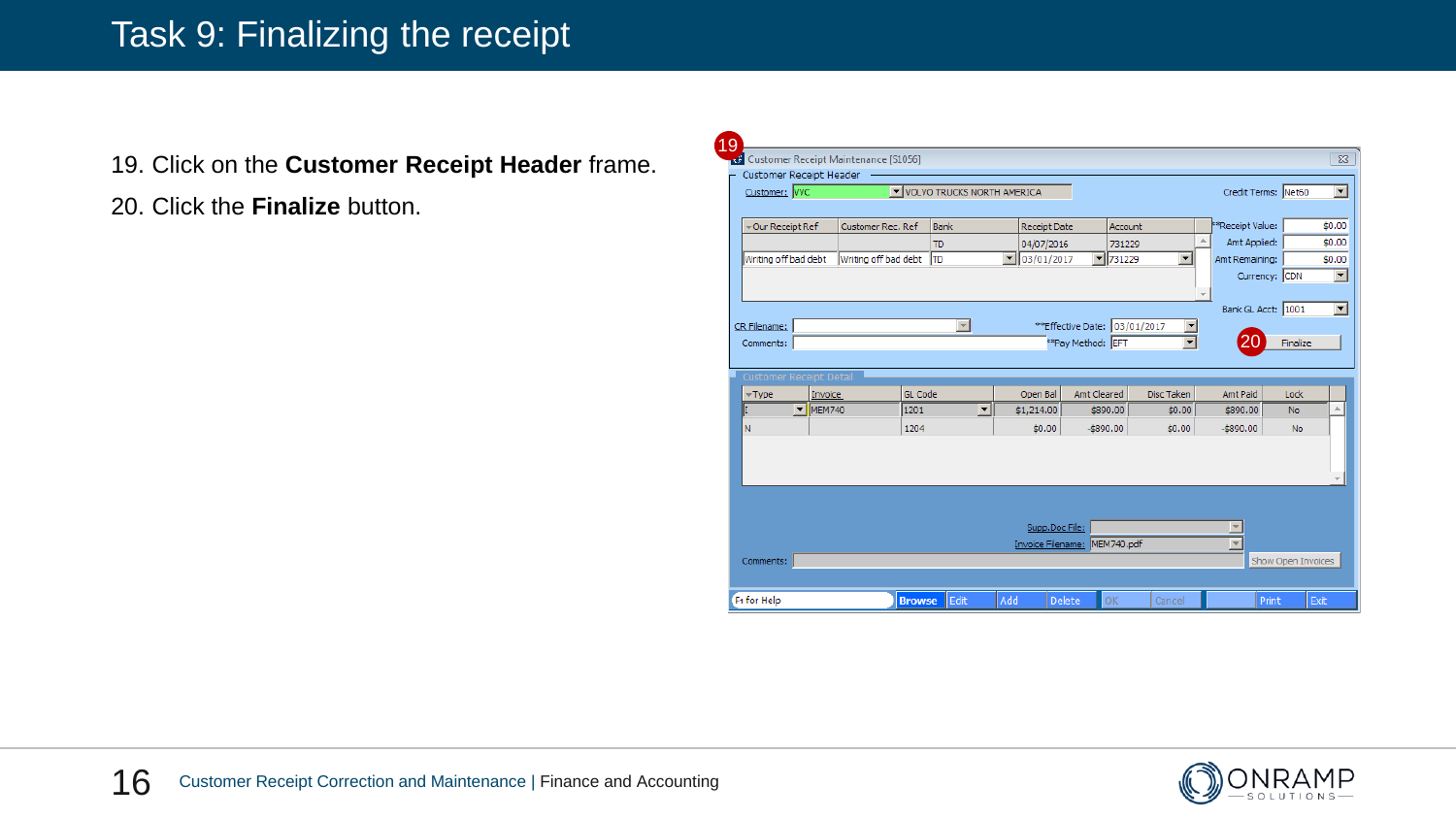# Task 9: Finalizing the receipt

19. Click on the **Customer Receipt Header** frame.
20. Click the **Finalize** button.